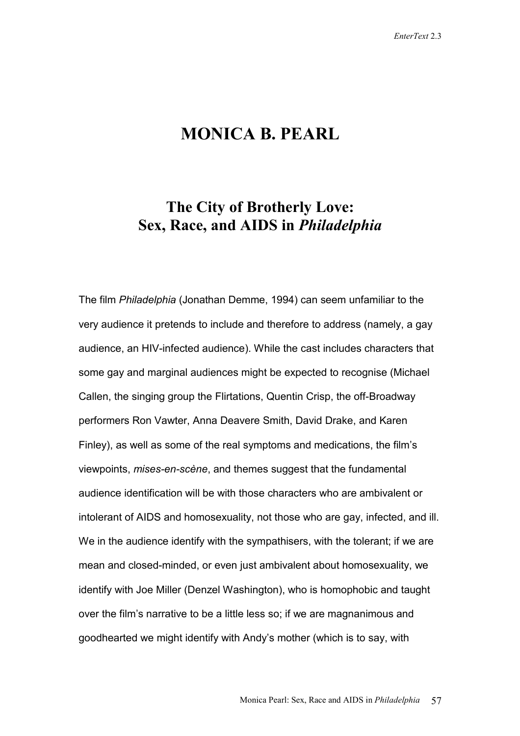# MONICA B. PEARL

## The City of Brotherly Love: Sex, Race, and AIDS in *Philadelphia*

The film *Philadelphia* (Jonathan Demme, 1994) can seem unfamiliar to the very audience it pretends to include and therefore to address (namely, a gay audience, an HIV-infected audience). While the cast includes characters that some gay and marginal audiences might be expected to recognise (Michael Callen, the singing group the Flirtations, Quentin Crisp, the off-Broadway performers Ron Vawter, Anna Deavere Smith, David Drake, and Karen Finley), as well as some of the real symptoms and medications, the film's viewpoints, *mises-en-scène*, and themes suggest that the fundamental audience identification will be with those characters who are ambivalent or intolerant of AIDS and homosexuality, not those who are gay, infected, and ill. We in the audience identify with the sympathisers, with the tolerant; if we are mean and closed-minded, or even just ambivalent about homosexuality, we identify with Joe Miller (Denzel Washington), who is homophobic and taught over the film's narrative to be a little less so; if we are magnanimous and goodhearted we might identify with Andy's mother (which is to say, with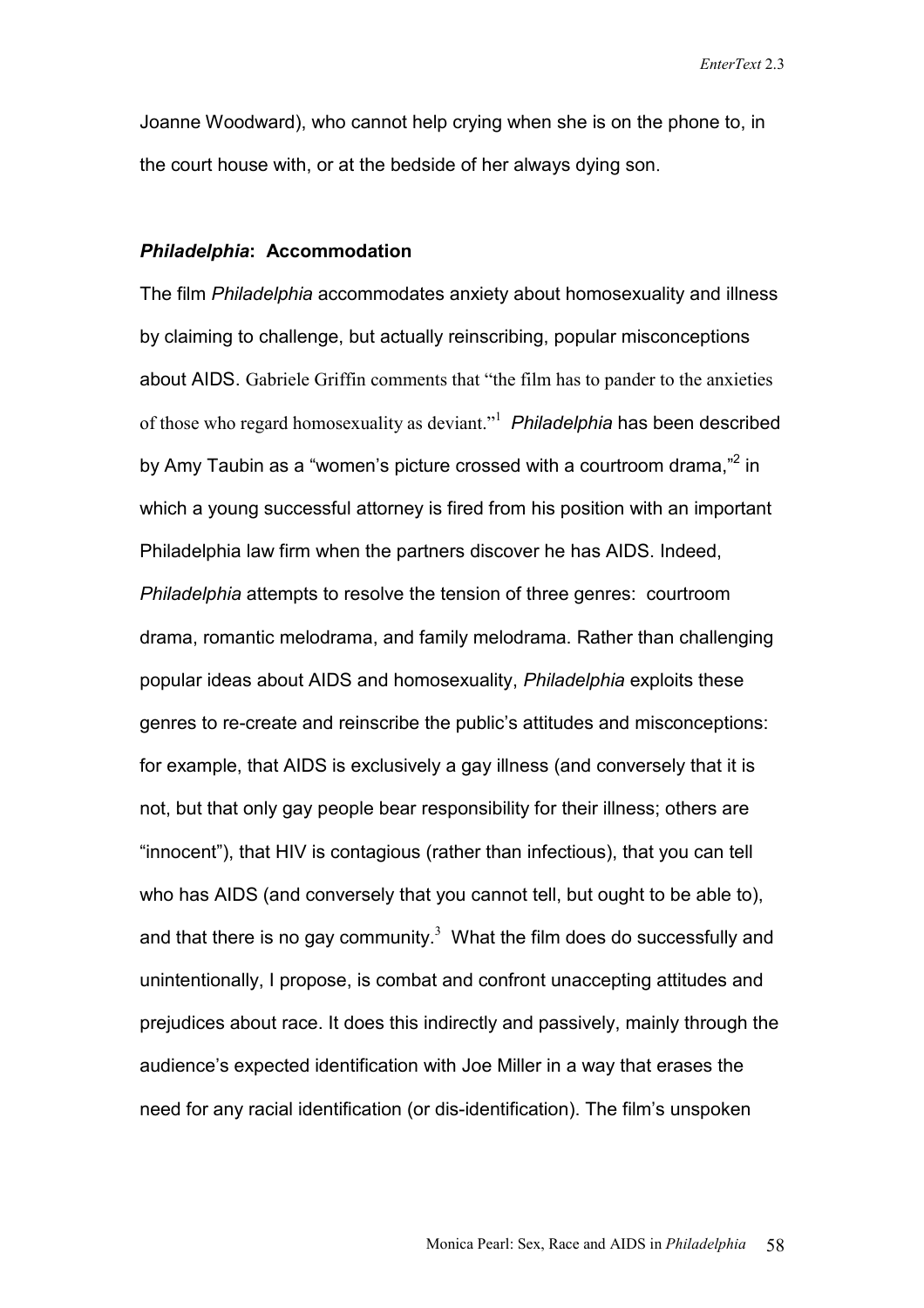Joanne Woodward), who cannot help crying when she is on the phone to, in the court house with, or at the bedside of her always dying son.

### *Philadelphia*: Accommodation

The film *Philadelphia* accommodates anxiety about homosexuality and illness by claiming to challenge, but actually reinscribing, popular misconceptions about AIDS. Gabriele Griffin comments that "the film has to pander to the anxieties of those who regard homosexuality as deviant."[1] *Philadelphia* has been described by Amy Taubin as a "women's picture crossed with a courtroom drama,"[2] in which a young successful attorney is fired from his position with an important Philadelphia law firm when the partners discover he has AIDS. Indeed, *Philadelphia* attempts to resolve the tension of three genres: courtroom drama, romantic melodrama, and family melodrama. Rather than challenging popular ideas about AIDS and homosexuality, *Philadelphia* exploits these genres to re-create and reinscribe the public's attitudes and misconceptions: for example, that AIDS is exclusively a gay illness (and conversely that it is not, but that only gay people bear responsibility for their illness; others are "innocent"), that HIV is contagious (rather than infectious), that you can tell who has AIDS (and conversely that you cannot tell, but ought to be able to), and that there is no gay community.[3] What the film does do successfully and unintentionally, I propose, is combat and confront unaccepting attitudes and prejudices about race. It does this indirectly and passively, mainly through the audience's expected identification with Joe Miller in a way that erases the need for any racial identification (or dis-identification). The film's unspoken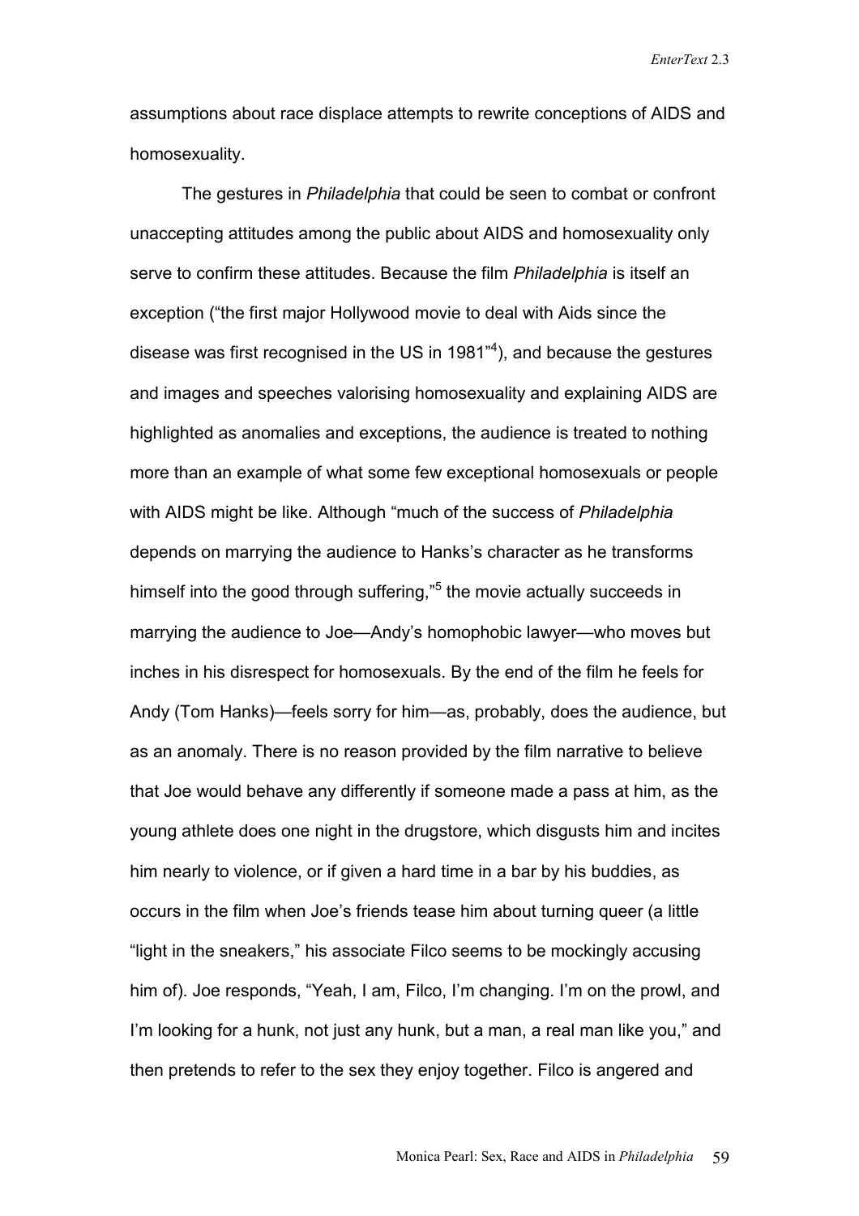assumptions about race displace attempts to rewrite conceptions of AIDS and homosexuality.

The gestures in *Philadelphia* that could be seen to combat or confront unaccepting attitudes among the public about AIDS and homosexuality only serve to confirm these attitudes. Because the film *Philadelphia* is itself an exception ("the first major Hollywood movie to deal with Aids since the disease was first recognised in the US in 1981"[4]), and because the gestures and images and speeches valorising homosexuality and explaining AIDS are highlighted as anomalies and exceptions, the audience is treated to nothing more than an example of what some few exceptional homosexuals or people with AIDS might be like. Although "much of the success of *Philadelphia* depends on marrying the audience to Hanks's character as he transforms himself into the good through suffering,"[5] the movie actually succeeds in marrying the audience to Joe—Andy's homophobic lawyer—who moves but inches in his disrespect for homosexuals. By the end of the film he feels for Andy (Tom Hanks)—feels sorry for him—as, probably, does the audience, but as an anomaly. There is no reason provided by the film narrative to believe that Joe would behave any differently if someone made a pass at him, as the young athlete does one night in the drugstore, which disgusts him and incites him nearly to violence, or if given a hard time in a bar by his buddies, as occurs in the film when Joe's friends tease him about turning queer (a little "light in the sneakers," his associate Filco seems to be mockingly accusing him of). Joe responds, "Yeah, I am, Filco, I'm changing. I'm on the prowl, and I'm looking for a hunk, not just any hunk, but a man, a real man like you," and then pretends to refer to the sex they enjoy together. Filco is angered and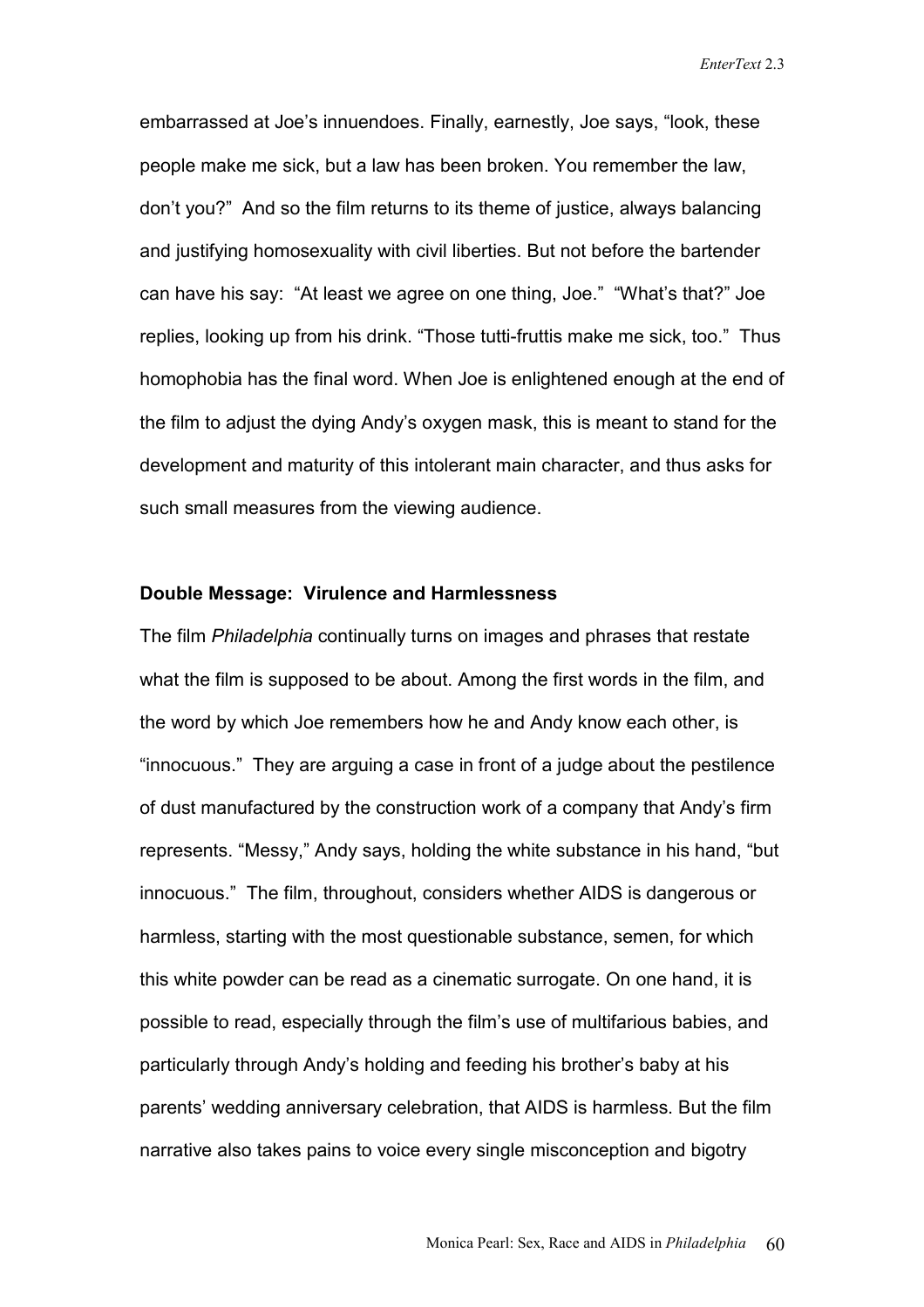embarrassed at Joe's innuendoes. Finally, earnestly, Joe says, "look, these people make me sick, but a law has been broken. You remember the law, don't you?" And so the film returns to its theme of justice, always balancing and justifying homosexuality with civil liberties. But not before the bartender can have his say: "At least we agree on one thing, Joe." "What's that?" Joe replies, looking up from his drink. "Those tutti-fruttis make me sick, too." Thus homophobia has the final word. When Joe is enlightened enough at the end of the film to adjust the dying Andy's oxygen mask, this is meant to stand for the development and maturity of this intolerant main character, and thus asks for such small measures from the viewing audience.

**Double Message: Virulence and Harmlessness**

The film *Philadelphia* continually turns on images and phrases that restate what the film is supposed to be about. Among the first words in the film, and the word by which Joe remembers how he and Andy know each other, is "innocuous." They are arguing a case in front of a judge about the pestilence of dust manufactured by the construction work of a company that Andy's firm represents. "Messy," Andy says, holding the white substance in his hand, "but innocuous." The film, throughout, considers whether AIDS is dangerous or harmless, starting with the most questionable substance, semen, for which this white powder can be read as a cinematic surrogate. On one hand, it is possible to read, especially through the film's use of multifarious babies, and particularly through Andy's holding and feeding his brother's baby at his parents' wedding anniversary celebration, that AIDS is harmless. But the film narrative also takes pains to voice every single misconception and bigotry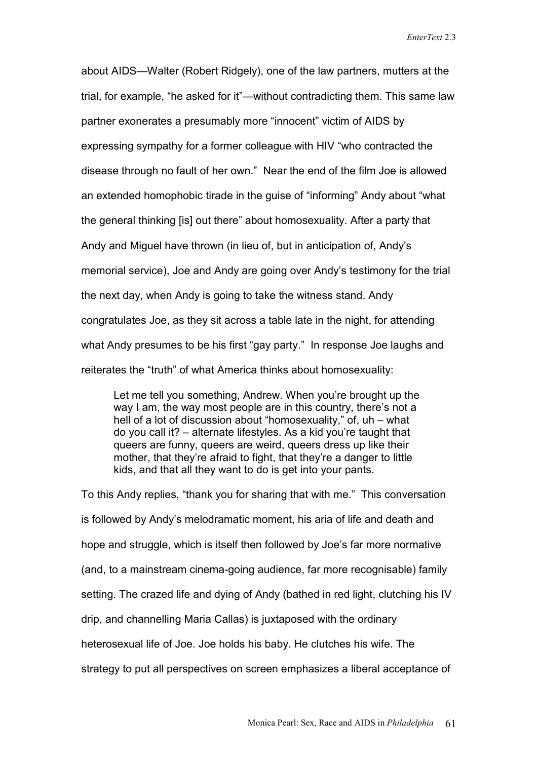about AIDS—Walter (Robert Ridgely), one of the law partners, mutters at the trial, for example, "he asked for it"—without contradicting them. This same law partner exonerates a presumably more "innocent" victim of AIDS by expressing sympathy for a former colleague with HIV "who contracted the disease through no fault of her own." Near the end of the film Joe is allowed an extended homophobic tirade in the guise of "informing" Andy about "what the general thinking [is] out there" about homosexuality. After a party that Andy and Miguel have thrown (in lieu of, but in anticipation of, Andy's memorial service), Joe and Andy are going over Andy's testimony for the trial the next day, when Andy is going to take the witness stand. Andy congratulates Joe, as they sit across a table late in the night, for attending what Andy presumes to be his first "gay party." In response Joe laughs and reiterates the "truth" of what America thinks about homosexuality:

> Let me tell you something, Andrew. When you're brought up the way I am, the way most people are in this country, there's not a hell of a lot of discussion about "homosexuality," of, uh – what do you call it? – alternate lifestyles. As a kid you're taught that queers are funny, queers are weird, queers dress up like their mother, that they're afraid to fight, that they're a danger to little kids, and that all they want to do is get into your pants.

To this Andy replies, "thank you for sharing that with me." This conversation is followed by Andy's melodramatic moment, his aria of life and death and hope and struggle, which is itself then followed by Joe's far more normative (and, to a mainstream cinema-going audience, far more recognisable) family setting. The crazed life and dying of Andy (bathed in red light, clutching his IV drip, and channelling Maria Callas) is juxtaposed with the ordinary heterosexual life of Joe. Joe holds his baby. He clutches his wife. The strategy to put all perspectives on screen emphasizes a liberal acceptance of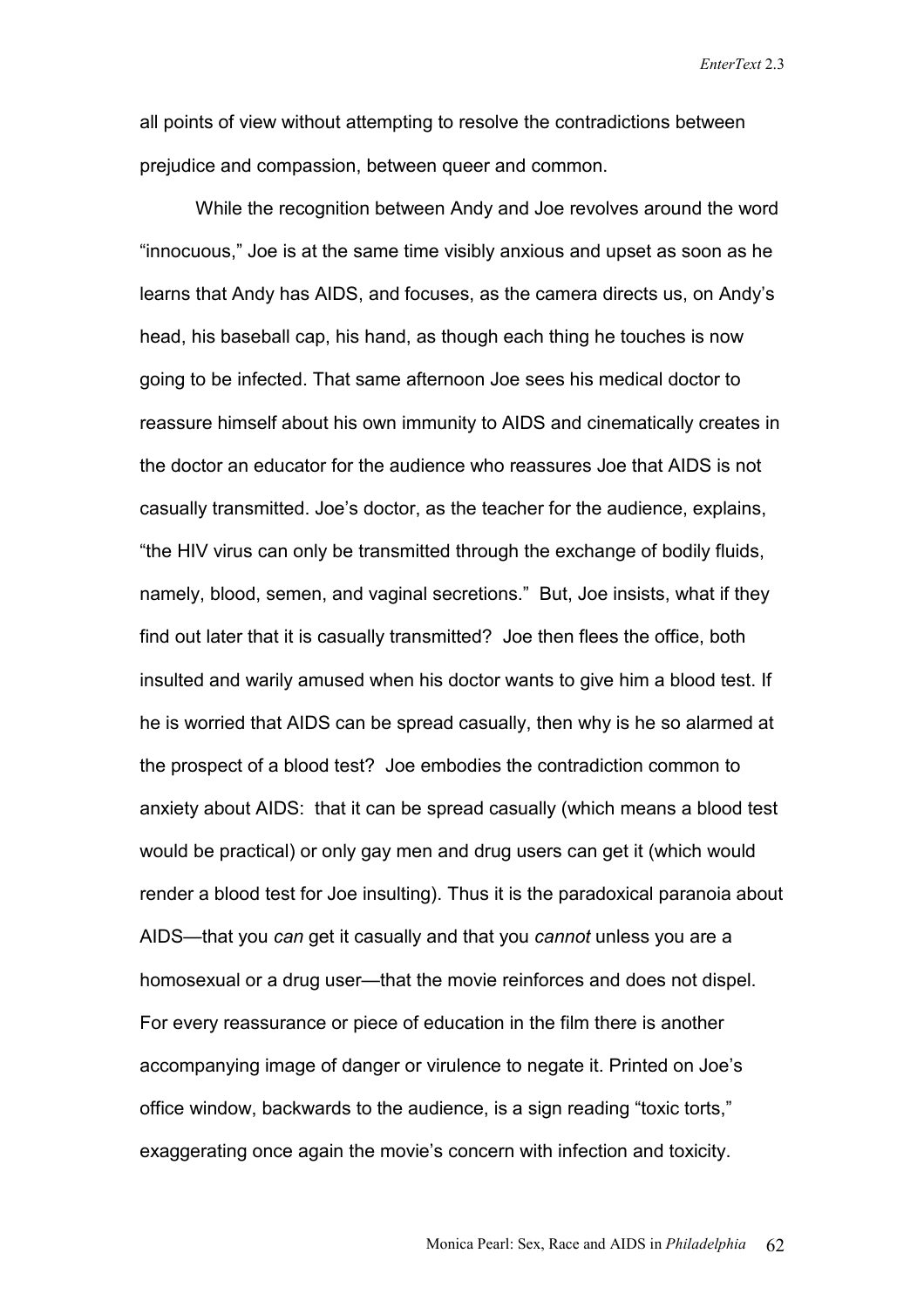all points of view without attempting to resolve the contradictions between prejudice and compassion, between queer and common.

While the recognition between Andy and Joe revolves around the word "innocuous," Joe is at the same time visibly anxious and upset as soon as he learns that Andy has AIDS, and focuses, as the camera directs us, on Andy's head, his baseball cap, his hand, as though each thing he touches is now going to be infected. That same afternoon Joe sees his medical doctor to reassure himself about his own immunity to AIDS and cinematically creates in the doctor an educator for the audience who reassures Joe that AIDS is not casually transmitted. Joe's doctor, as the teacher for the audience, explains, "the HIV virus can only be transmitted through the exchange of bodily fluids, namely, blood, semen, and vaginal secretions." But, Joe insists, what if they find out later that it is casually transmitted? Joe then flees the office, both insulted and warily amused when his doctor wants to give him a blood test. If he is worried that AIDS can be spread casually, then why is he so alarmed at the prospect of a blood test? Joe embodies the contradiction common to anxiety about AIDS: that it can be spread casually (which means a blood test would be practical) or only gay men and drug users can get it (which would render a blood test for Joe insulting). Thus it is the paradoxical paranoia about AIDS—that you *can* get it casually and that you *cannot* unless you are a homosexual or a drug user—that the movie reinforces and does not dispel. For every reassurance or piece of education in the film there is another accompanying image of danger or virulence to negate it. Printed on Joe's office window, backwards to the audience, is a sign reading "toxic torts," exaggerating once again the movie's concern with infection and toxicity.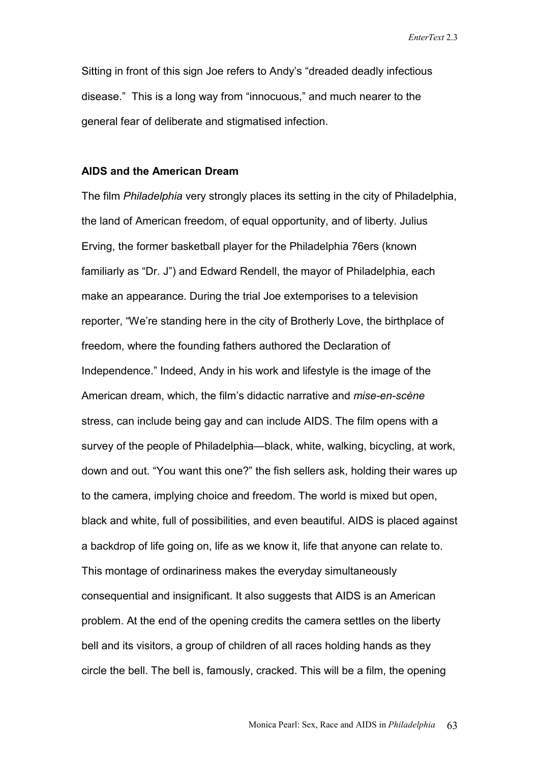Sitting in front of this sign Joe refers to Andy's "dreaded deadly infectious disease." This is a long way from "innocuous," and much nearer to the general fear of deliberate and stigmatised infection.

**AIDS and the American Dream**

The film *Philadelphia* very strongly places its setting in the city of Philadelphia, the land of American freedom, of equal opportunity, and of liberty. Julius Erving, the former basketball player for the Philadelphia 76ers (known familiarly as "Dr. J") and Edward Rendell, the mayor of Philadelphia, each make an appearance. During the trial Joe extemporises to a television reporter, "We're standing here in the city of Brotherly Love, the birthplace of freedom, where the founding fathers authored the Declaration of Independence." Indeed, Andy in his work and lifestyle is the image of the American dream, which, the film's didactic narrative and *mise-en-scène* stress, can include being gay and can include AIDS. The film opens with a survey of the people of Philadelphia—black, white, walking, bicycling, at work, down and out. "You want this one?" the fish sellers ask, holding their wares up to the camera, implying choice and freedom. The world is mixed but open, black and white, full of possibilities, and even beautiful. AIDS is placed against a backdrop of life going on, life as we know it, life that anyone can relate to. This montage of ordinariness makes the everyday simultaneously consequential and insignificant. It also suggests that AIDS is an American problem. At the end of the opening credits the camera settles on the liberty bell and its visitors, a group of children of all races holding hands as they circle the bell. The bell is, famously, cracked. This will be a film, the opening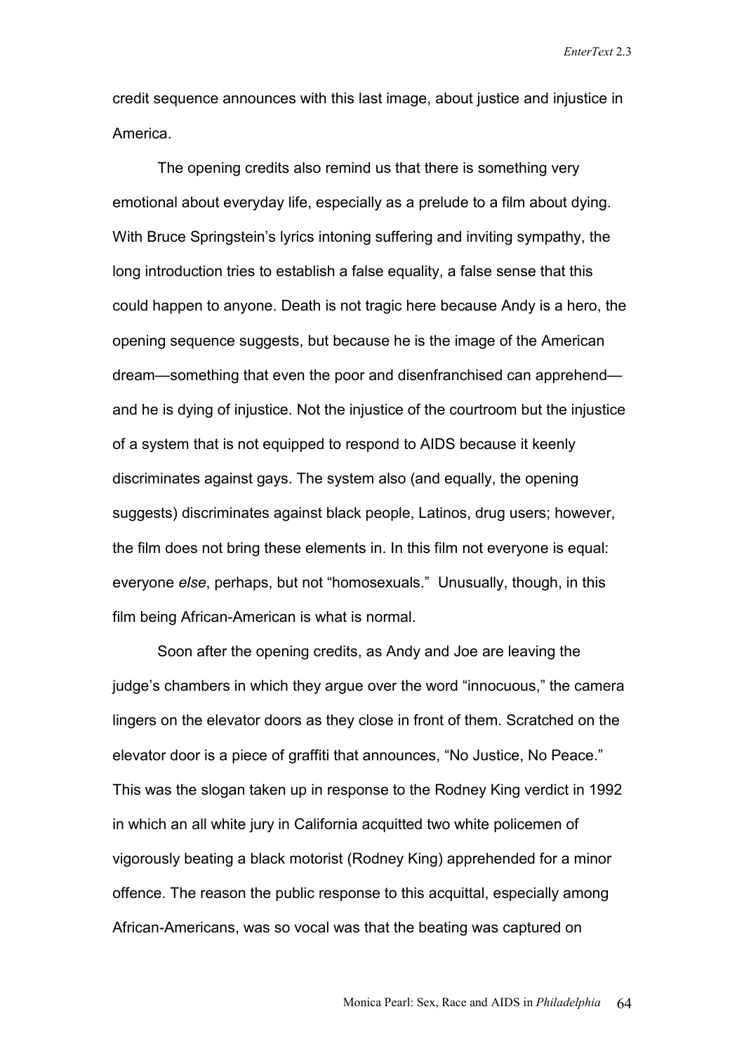credit sequence announces with this last image, about justice and injustice in America.

The opening credits also remind us that there is something very emotional about everyday life, especially as a prelude to a film about dying. With Bruce Springstein's lyrics intoning suffering and inviting sympathy, the long introduction tries to establish a false equality, a false sense that this could happen to anyone. Death is not tragic here because Andy is a hero, the opening sequence suggests, but because he is the image of the American dream—something that even the poor and disenfranchised can apprehend—and he is dying of injustice. Not the injustice of the courtroom but the injustice of a system that is not equipped to respond to AIDS because it keenly discriminates against gays. The system also (and equally, the opening suggests) discriminates against black people, Latinos, drug users; however, the film does not bring these elements in. In this film not everyone is equal: everyone *else*, perhaps, but not "homosexuals." Unusually, though, in this film being African-American is what is normal.

Soon after the opening credits, as Andy and Joe are leaving the judge's chambers in which they argue over the word "innocuous," the camera lingers on the elevator doors as they close in front of them. Scratched on the elevator door is a piece of graffiti that announces, "No Justice, No Peace." This was the slogan taken up in response to the Rodney King verdict in 1992 in which an all white jury in California acquitted two white policemen of vigorously beating a black motorist (Rodney King) apprehended for a minor offence. The reason the public response to this acquittal, especially among African-Americans, was so vocal was that the beating was captured on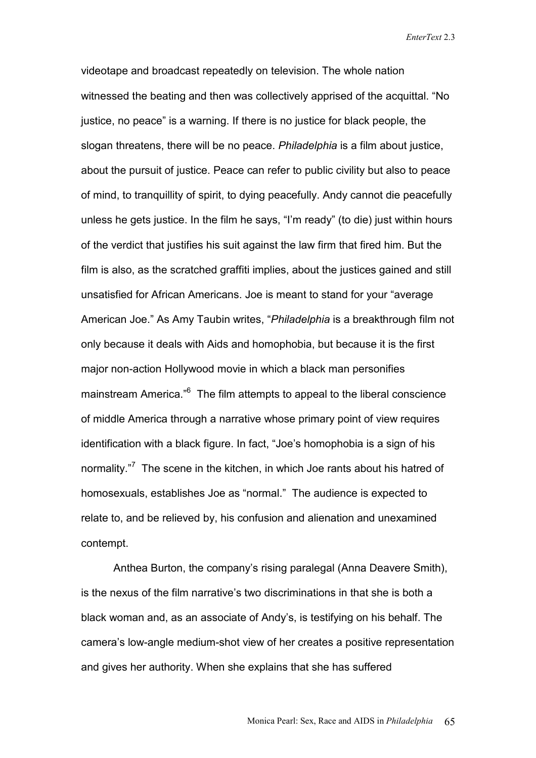videotape and broadcast repeatedly on television. The whole nation witnessed the beating and then was collectively apprised of the acquittal. "No justice, no peace" is a warning. If there is no justice for black people, the slogan threatens, there will be no peace. *Philadelphia* is a film about justice, about the pursuit of justice. Peace can refer to public civility but also to peace of mind, to tranquillity of spirit, to dying peacefully. Andy cannot die peacefully unless he gets justice. In the film he says, "I'm ready" (to die) just within hours of the verdict that justifies his suit against the law firm that fired him. But the film is also, as the scratched graffiti implies, about the justices gained and still unsatisfied for African Americans. Joe is meant to stand for your "average American Joe." As Amy Taubin writes, "*Philadelphia* is a breakthrough film not only because it deals with Aids and homophobia, but because it is the first major non-action Hollywood movie in which a black man personifies mainstream America."[6] The film attempts to appeal to the liberal conscience of middle America through a narrative whose primary point of view requires identification with a black figure. In fact, "Joe's homophobia is a sign of his normality."[7] The scene in the kitchen, in which Joe rants about his hatred of homosexuals, establishes Joe as "normal." The audience is expected to relate to, and be relieved by, his confusion and alienation and unexamined contempt.

Anthea Burton, the company's rising paralegal (Anna Deavere Smith), is the nexus of the film narrative's two discriminations in that she is both a black woman and, as an associate of Andy's, is testifying on his behalf. The camera's low-angle medium-shot view of her creates a positive representation and gives her authority. When she explains that she has suffered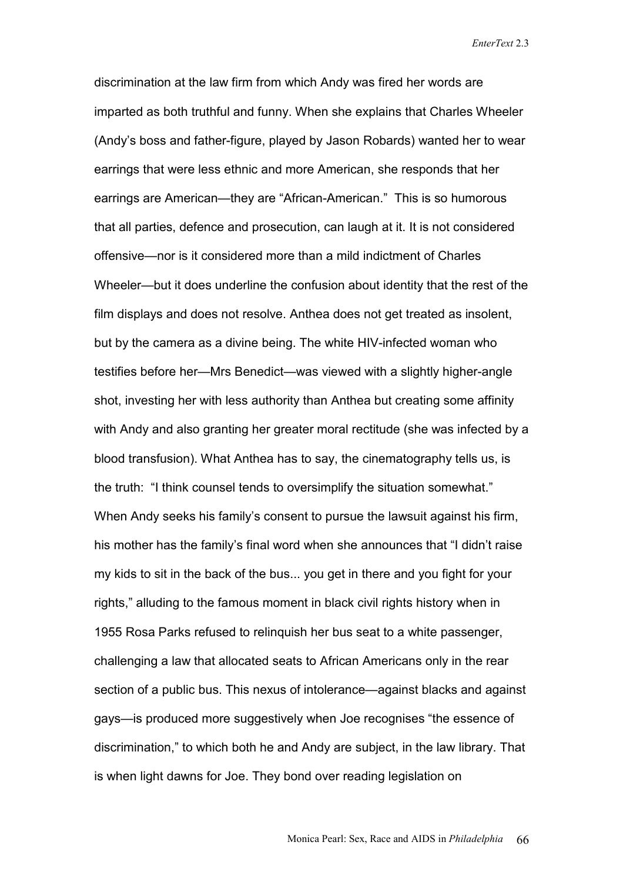discrimination at the law firm from which Andy was fired her words are imparted as both truthful and funny. When she explains that Charles Wheeler (Andy's boss and father-figure, played by Jason Robards) wanted her to wear earrings that were less ethnic and more American, she responds that her earrings are American—they are "African-American." This is so humorous that all parties, defence and prosecution, can laugh at it. It is not considered offensive—nor is it considered more than a mild indictment of Charles Wheeler—but it does underline the confusion about identity that the rest of the film displays and does not resolve. Anthea does not get treated as insolent, but by the camera as a divine being. The white HIV-infected woman who testifies before her—Mrs Benedict—was viewed with a slightly higher-angle shot, investing her with less authority than Anthea but creating some affinity with Andy and also granting her greater moral rectitude (she was infected by a blood transfusion). What Anthea has to say, the cinematography tells us, is the truth: "I think counsel tends to oversimplify the situation somewhat." When Andy seeks his family's consent to pursue the lawsuit against his firm, his mother has the family's final word when she announces that "I didn't raise my kids to sit in the back of the bus... you get in there and you fight for your rights," alluding to the famous moment in black civil rights history when in 1955 Rosa Parks refused to relinquish her bus seat to a white passenger, challenging a law that allocated seats to African Americans only in the rear section of a public bus. This nexus of intolerance—against blacks and against gays—is produced more suggestively when Joe recognises "the essence of discrimination," to which both he and Andy are subject, in the law library. That is when light dawns for Joe. They bond over reading legislation on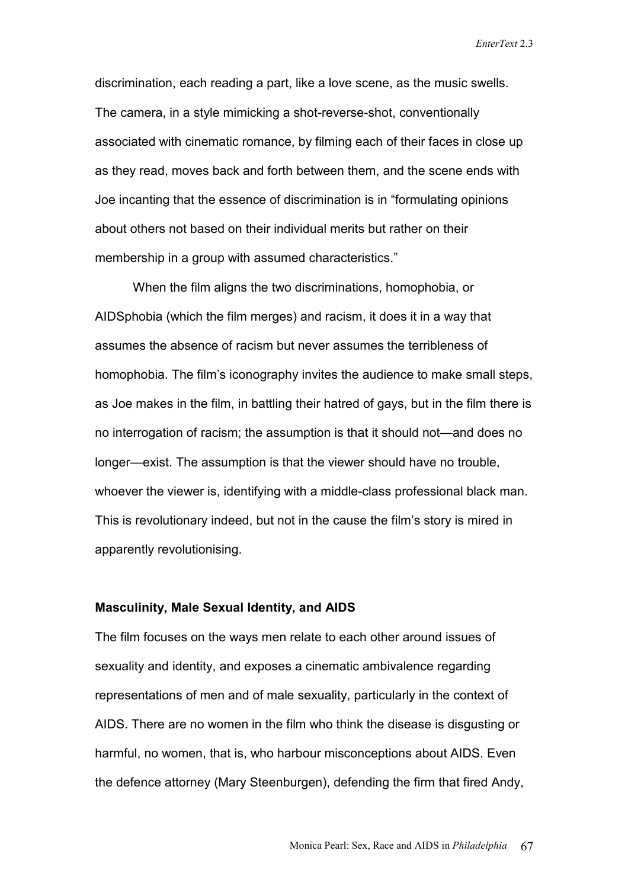discrimination, each reading a part, like a love scene, as the music swells. The camera, in a style mimicking a shot-reverse-shot, conventionally associated with cinematic romance, by filming each of their faces in close up as they read, moves back and forth between them, and the scene ends with Joe incanting that the essence of discrimination is in “formulating opinions about others not based on their individual merits but rather on their membership in a group with assumed characteristics.”

When the film aligns the two discriminations, homophobia, or AIDSphobia (which the film merges) and racism, it does it in a way that assumes the absence of racism but never assumes the terribleness of homophobia. The film’s iconography invites the audience to make small steps, as Joe makes in the film, in battling their hatred of gays, but in the film there is no interrogation of racism; the assumption is that it should not—and does no longer—exist. The assumption is that the viewer should have no trouble, whoever the viewer is, identifying with a middle-class professional black man. This is revolutionary indeed, but not in the cause the film’s story is mired in apparently revolutionising.

### Masculinity, Male Sexual Identity, and AIDS

The film focuses on the ways men relate to each other around issues of sexuality and identity, and exposes a cinematic ambivalence regarding representations of men and of male sexuality, particularly in the context of AIDS. There are no women in the film who think the disease is disgusting or harmful, no women, that is, who harbour misconceptions about AIDS. Even the defence attorney (Mary Steenburgen), defending the firm that fired Andy,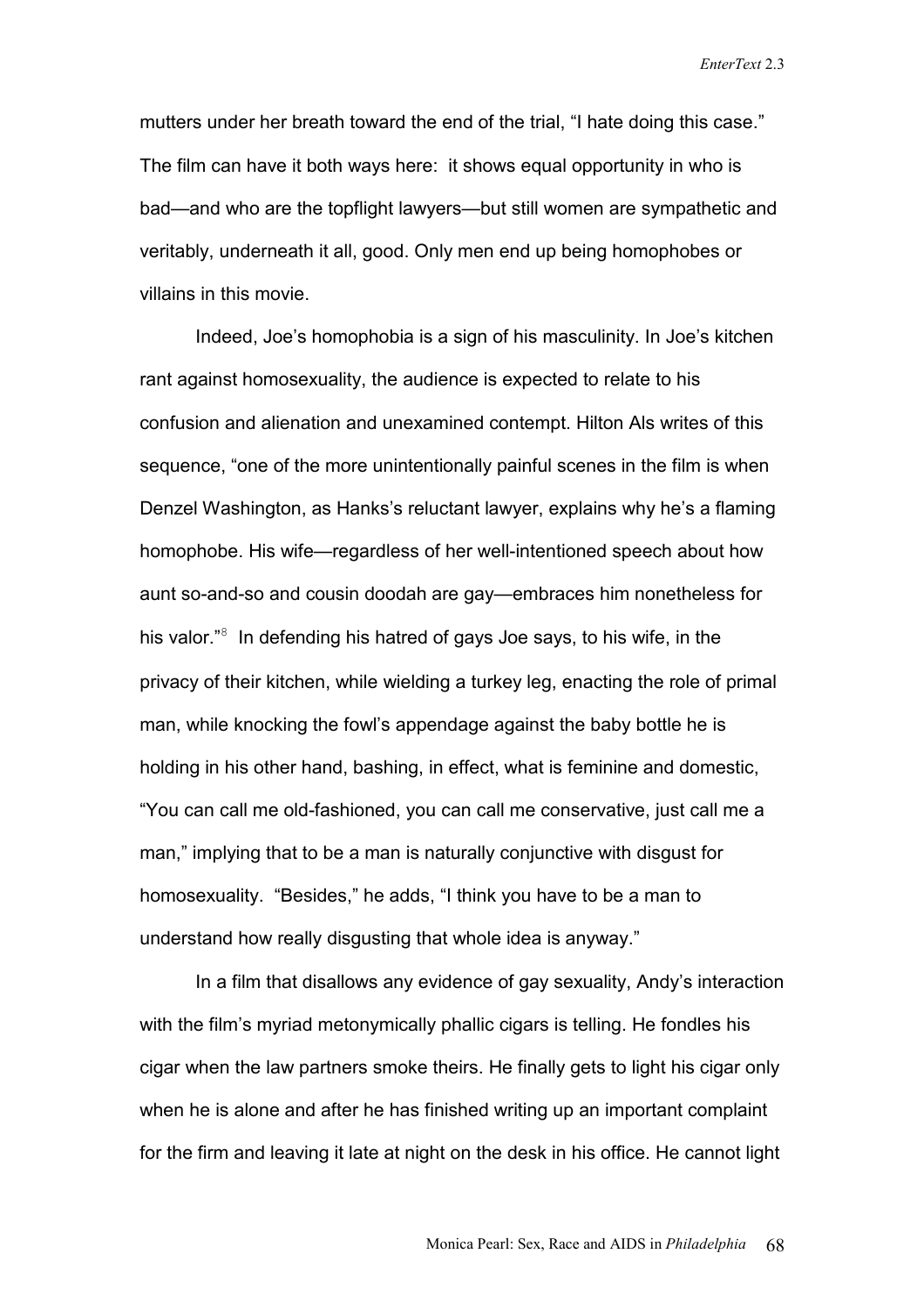mutters under her breath toward the end of the trial, "I hate doing this case." The film can have it both ways here: it shows equal opportunity in who is bad—and who are the topflight lawyers—but still women are sympathetic and veritably, underneath it all, good. Only men end up being homophobes or villains in this movie.

Indeed, Joe's homophobia is a sign of his masculinity. In Joe's kitchen rant against homosexuality, the audience is expected to relate to his confusion and alienation and unexamined contempt. Hilton Als writes of this sequence, "one of the more unintentionally painful scenes in the film is when Denzel Washington, as Hanks's reluctant lawyer, explains why he's a flaming homophobe. His wife—regardless of her well-intentioned speech about how aunt so-and-so and cousin doodah are gay—embraces him nonetheless for his valor."[8] In defending his hatred of gays Joe says, to his wife, in the privacy of their kitchen, while wielding a turkey leg, enacting the role of primal man, while knocking the fowl's appendage against the baby bottle he is holding in his other hand, bashing, in effect, what is feminine and domestic, "You can call me old-fashioned, you can call me conservative, just call me a man," implying that to be a man is naturally conjunctive with disgust for homosexuality. "Besides," he adds, "I think you have to be a man to understand how really disgusting that whole idea is anyway."

In a film that disallows any evidence of gay sexuality, Andy's interaction with the film's myriad metonymically phallic cigars is telling. He fondles his cigar when the law partners smoke theirs. He finally gets to light his cigar only when he is alone and after he has finished writing up an important complaint for the firm and leaving it late at night on the desk in his office. He cannot light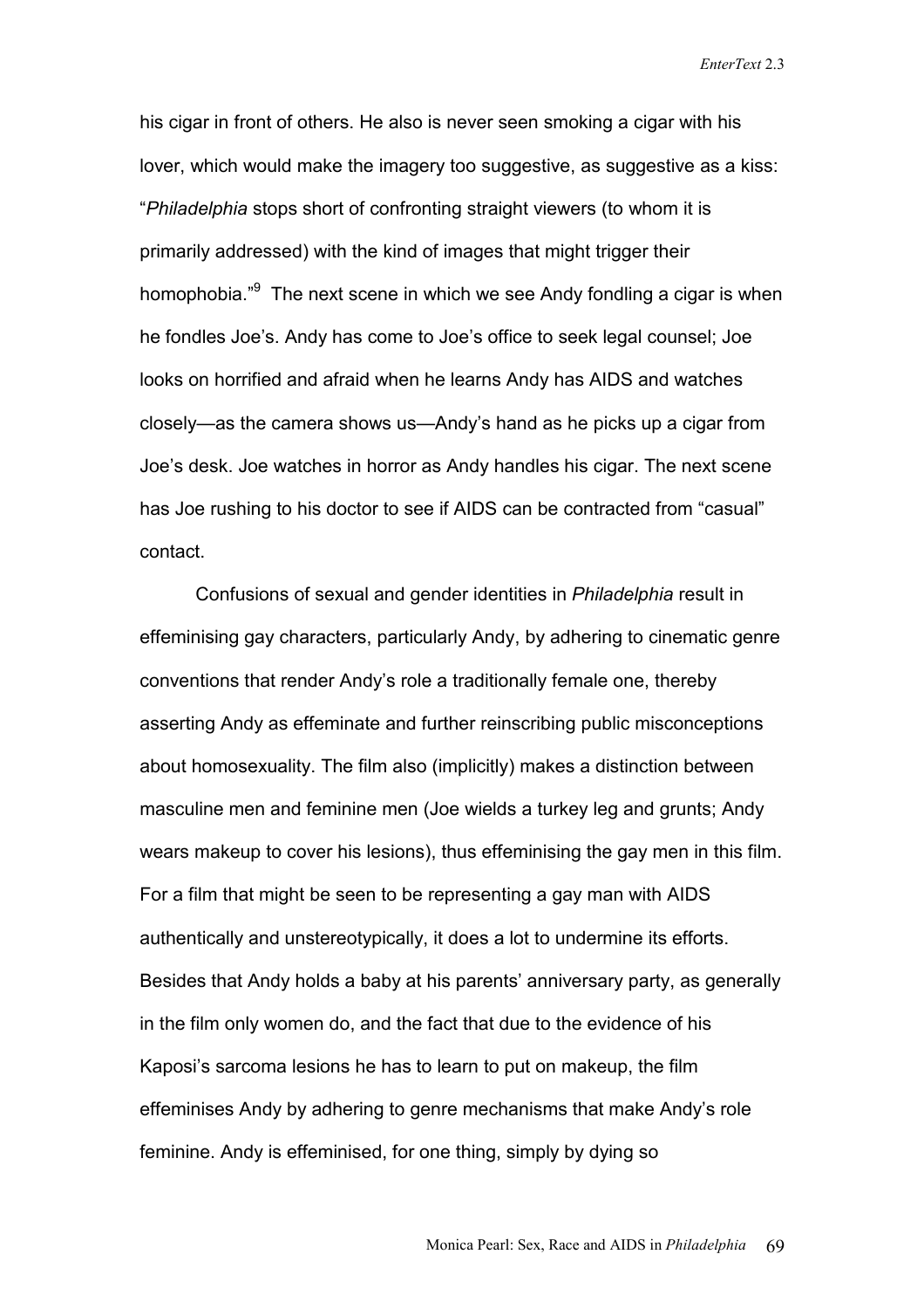his cigar in front of others. He also is never seen smoking a cigar with his lover, which would make the imagery too suggestive, as suggestive as a kiss: "*Philadelphia* stops short of confronting straight viewers (to whom it is primarily addressed) with the kind of images that might trigger their homophobia."[9] The next scene in which we see Andy fondling a cigar is when he fondles Joe's. Andy has come to Joe's office to seek legal counsel; Joe looks on horrified and afraid when he learns Andy has AIDS and watches closely—as the camera shows us—Andy's hand as he picks up a cigar from Joe's desk. Joe watches in horror as Andy handles his cigar. The next scene has Joe rushing to his doctor to see if AIDS can be contracted from "casual" contact.

Confusions of sexual and gender identities in *Philadelphia* result in effeminising gay characters, particularly Andy, by adhering to cinematic genre conventions that render Andy's role a traditionally female one, thereby asserting Andy as effeminate and further reinscribing public misconceptions about homosexuality. The film also (implicitly) makes a distinction between masculine men and feminine men (Joe wields a turkey leg and grunts; Andy wears makeup to cover his lesions), thus effeminising the gay men in this film. For a film that might be seen to be representing a gay man with AIDS authentically and unstereotypically, it does a lot to undermine its efforts. Besides that Andy holds a baby at his parents' anniversary party, as generally in the film only women do, and the fact that due to the evidence of his Kaposi's sarcoma lesions he has to learn to put on makeup, the film effeminises Andy by adhering to genre mechanisms that make Andy's role feminine. Andy is effeminised, for one thing, simply by dying so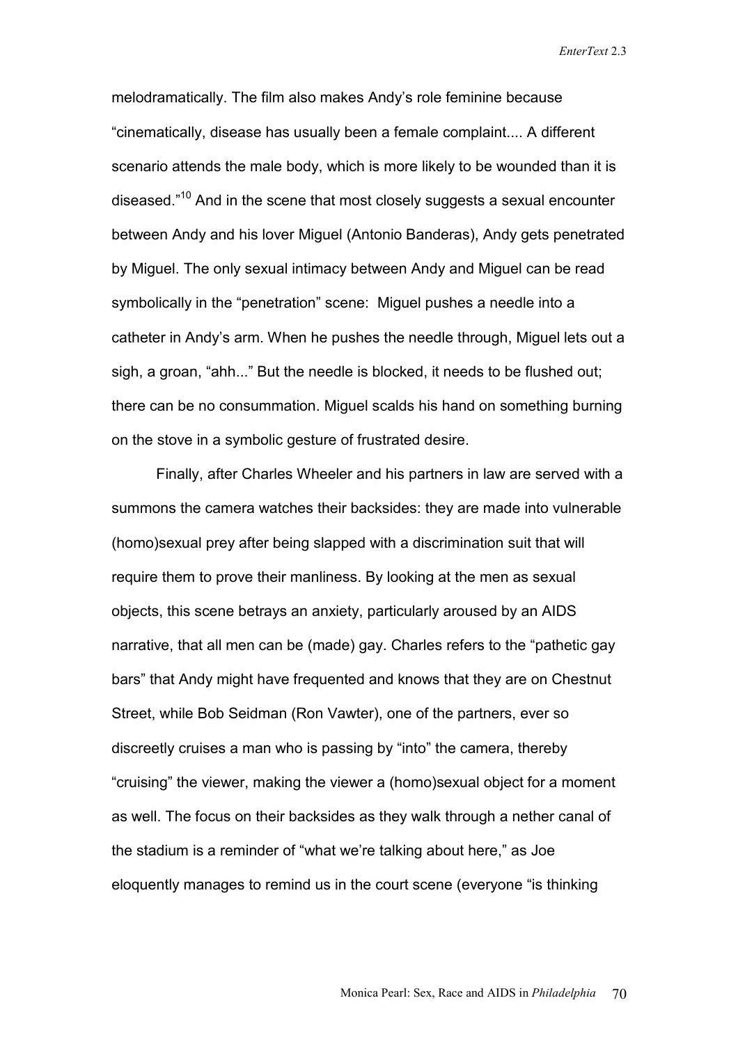melodramatically. The film also makes Andy's role feminine because "cinematically, disease has usually been a female complaint.... A different scenario attends the male body, which is more likely to be wounded than it is diseased."[10] And in the scene that most closely suggests a sexual encounter between Andy and his lover Miguel (Antonio Banderas), Andy gets penetrated by Miguel. The only sexual intimacy between Andy and Miguel can be read symbolically in the "penetration" scene: Miguel pushes a needle into a catheter in Andy's arm. When he pushes the needle through, Miguel lets out a sigh, a groan, "ahh..." But the needle is blocked, it needs to be flushed out; there can be no consummation. Miguel scalds his hand on something burning on the stove in a symbolic gesture of frustrated desire.

Finally, after Charles Wheeler and his partners in law are served with a summons the camera watches their backsides: they are made into vulnerable (homo)sexual prey after being slapped with a discrimination suit that will require them to prove their manliness. By looking at the men as sexual objects, this scene betrays an anxiety, particularly aroused by an AIDS narrative, that all men can be (made) gay. Charles refers to the "pathetic gay bars" that Andy might have frequented and knows that they are on Chestnut Street, while Bob Seidman (Ron Vawter), one of the partners, ever so discreetly cruises a man who is passing by "into" the camera, thereby "cruising" the viewer, making the viewer a (homo)sexual object for a moment as well. The focus on their backsides as they walk through a nether canal of the stadium is a reminder of "what we're talking about here," as Joe eloquently manages to remind us in the court scene (everyone "is thinking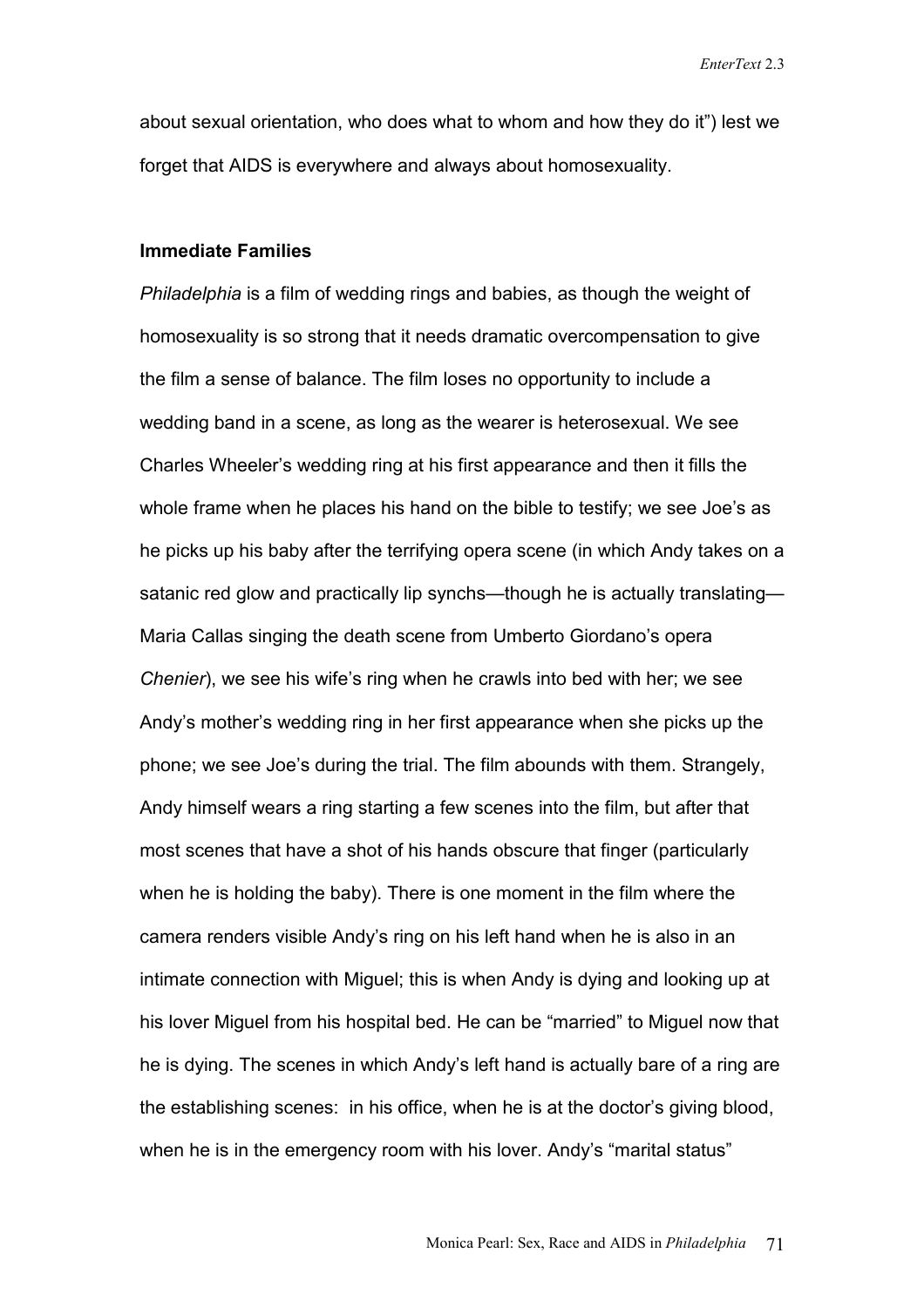about sexual orientation, who does what to whom and how they do it") lest we forget that AIDS is everywhere and always about homosexuality.

**Immediate Families**

*Philadelphia* is a film of wedding rings and babies, as though the weight of homosexuality is so strong that it needs dramatic overcompensation to give the film a sense of balance. The film loses no opportunity to include a wedding band in a scene, as long as the wearer is heterosexual. We see Charles Wheeler's wedding ring at his first appearance and then it fills the whole frame when he places his hand on the bible to testify; we see Joe's as he picks up his baby after the terrifying opera scene (in which Andy takes on a satanic red glow and practically lip synchs—though he is actually translating—Maria Callas singing the death scene from Umberto Giordano's opera *Chenier*), we see his wife's ring when he crawls into bed with her; we see Andy's mother's wedding ring in her first appearance when she picks up the phone; we see Joe's during the trial. The film abounds with them. Strangely, Andy himself wears a ring starting a few scenes into the film, but after that most scenes that have a shot of his hands obscure that finger (particularly when he is holding the baby). There is one moment in the film where the camera renders visible Andy's ring on his left hand when he is also in an intimate connection with Miguel; this is when Andy is dying and looking up at his lover Miguel from his hospital bed. He can be "married" to Miguel now that he is dying. The scenes in which Andy's left hand is actually bare of a ring are the establishing scenes: in his office, when he is at the doctor's giving blood, when he is in the emergency room with his lover. Andy's "marital status"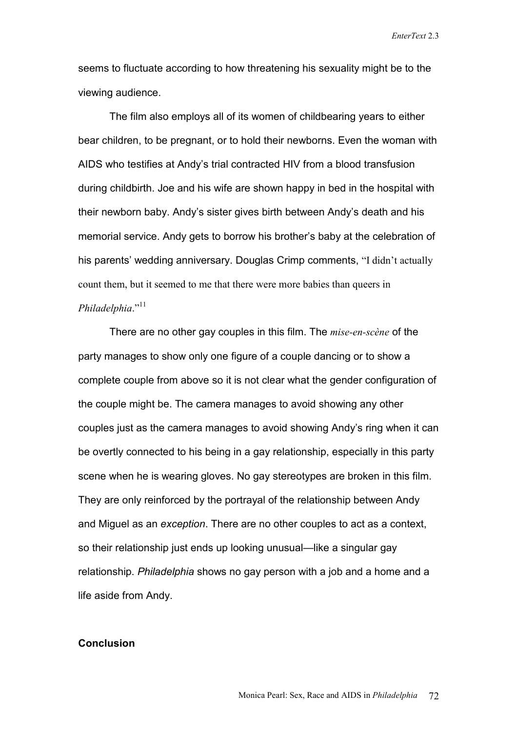seems to fluctuate according to how threatening his sexuality might be to the viewing audience.

The film also employs all of its women of childbearing years to either bear children, to be pregnant, or to hold their newborns. Even the woman with AIDS who testifies at Andy's trial contracted HIV from a blood transfusion during childbirth. Joe and his wife are shown happy in bed in the hospital with their newborn baby. Andy's sister gives birth between Andy's death and his memorial service. Andy gets to borrow his brother's baby at the celebration of his parents' wedding anniversary. Douglas Crimp comments, "I didn't actually count them, but it seemed to me that there were more babies than queers in *Philadelphia*."[11]

There are no other gay couples in this film. The *mise-en-scène* of the party manages to show only one figure of a couple dancing or to show a complete couple from above so it is not clear what the gender configuration of the couple might be. The camera manages to avoid showing any other couples just as the camera manages to avoid showing Andy's ring when it can be overtly connected to his being in a gay relationship, especially in this party scene when he is wearing gloves. No gay stereotypes are broken in this film. They are only reinforced by the portrayal of the relationship between Andy and Miguel as an *exception*. There are no other couples to act as a context, so their relationship just ends up looking unusual—like a singular gay relationship. *Philadelphia* shows no gay person with a job and a home and a life aside from Andy.

**Conclusion**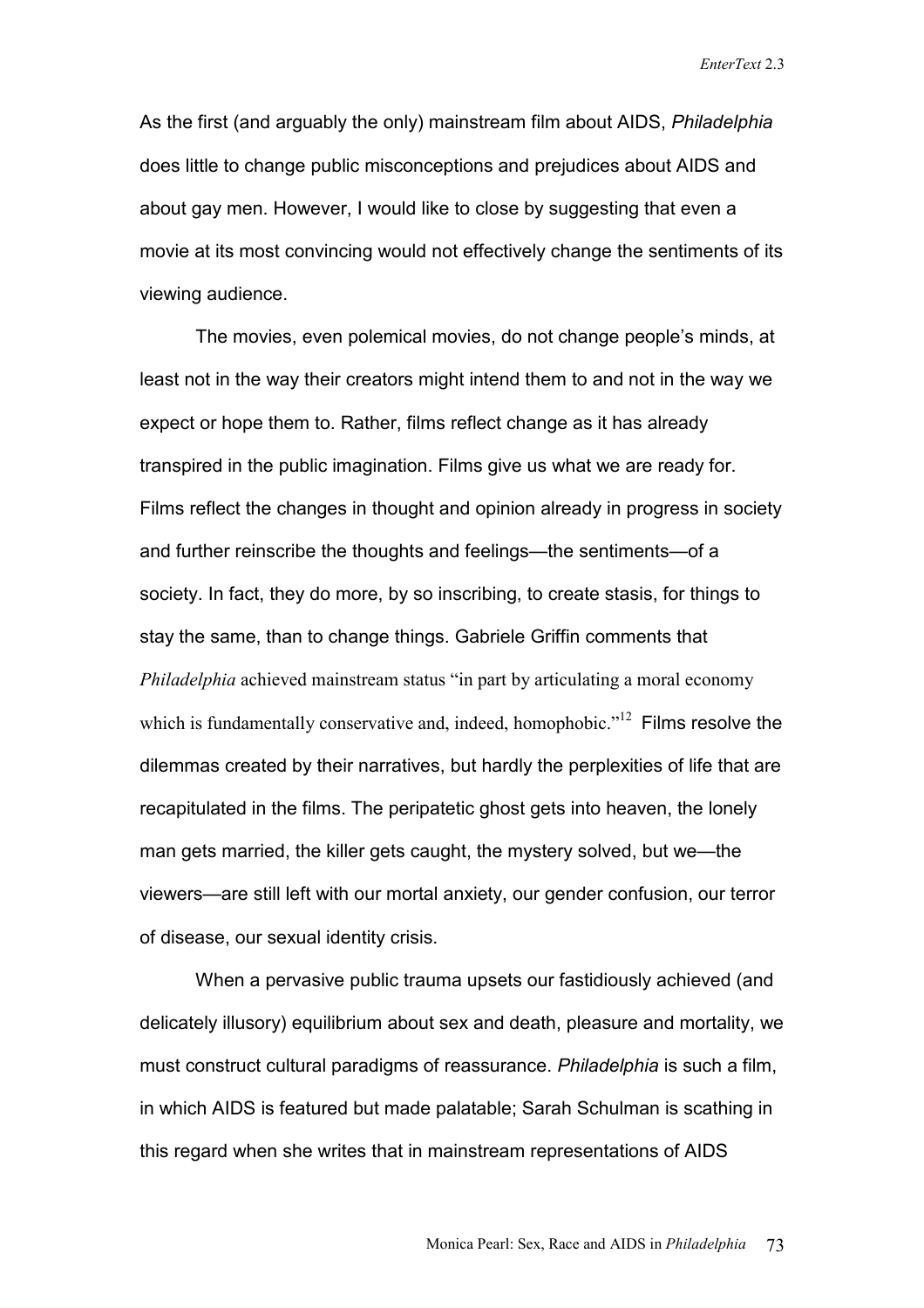As the first (and arguably the only) mainstream film about AIDS, *Philadelphia* does little to change public misconceptions and prejudices about AIDS and about gay men. However, I would like to close by suggesting that even a movie at its most convincing would not effectively change the sentiments of its viewing audience.

The movies, even polemical movies, do not change people's minds, at least not in the way their creators might intend them to and not in the way we expect or hope them to. Rather, films reflect change as it has already transpired in the public imagination. Films give us what we are ready for. Films reflect the changes in thought and opinion already in progress in society and further reinscribe the thoughts and feelings—the sentiments—of a society. In fact, they do more, by so inscribing, to create stasis, for things to stay the same, than to change things. Gabriele Griffin comments that *Philadelphia* achieved mainstream status "in part by articulating a moral economy which is fundamentally conservative and, indeed, homophobic."[12] Films resolve the dilemmas created by their narratives, but hardly the perplexities of life that are recapitulated in the films. The peripatetic ghost gets into heaven, the lonely man gets married, the killer gets caught, the mystery solved, but we—the viewers—are still left with our mortal anxiety, our gender confusion, our terror of disease, our sexual identity crisis.

When a pervasive public trauma upsets our fastidiously achieved (and delicately illusory) equilibrium about sex and death, pleasure and mortality, we must construct cultural paradigms of reassurance. *Philadelphia* is such a film, in which AIDS is featured but made palatable; Sarah Schulman is scathing in this regard when she writes that in mainstream representations of AIDS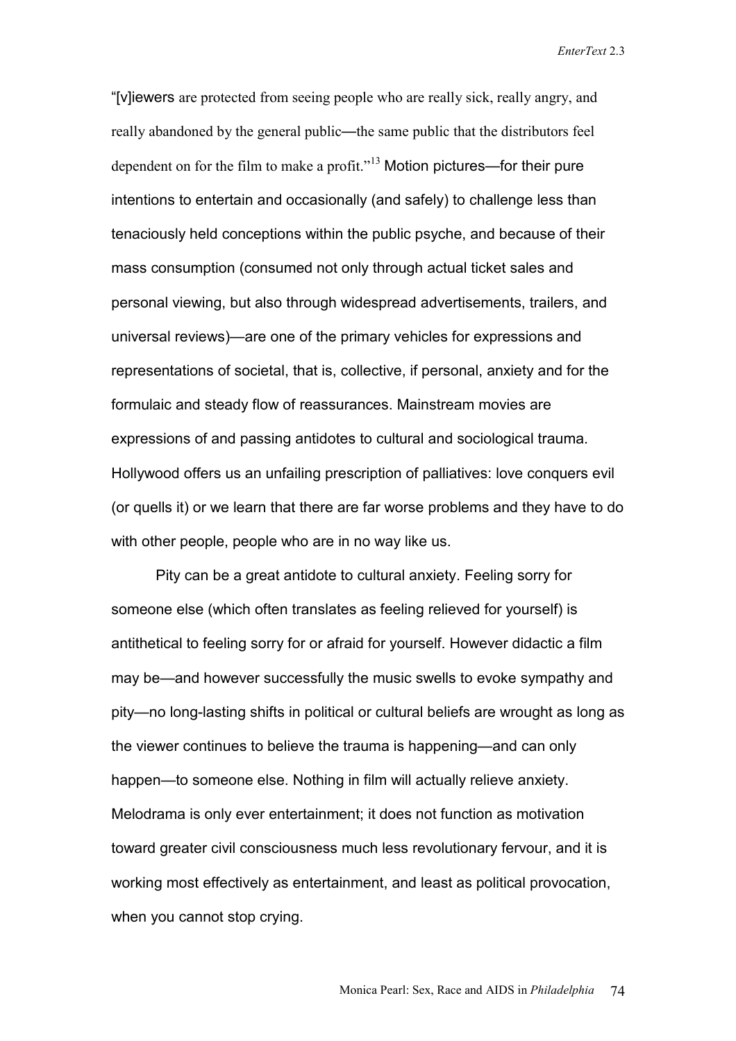"[v]iewers are protected from seeing people who are really sick, really angry, and really abandoned by the general public—the same public that the distributors feel dependent on for the film to make a profit."[13] Motion pictures—for their pure intentions to entertain and occasionally (and safely) to challenge less than tenaciously held conceptions within the public psyche, and because of their mass consumption (consumed not only through actual ticket sales and personal viewing, but also through widespread advertisements, trailers, and universal reviews)—are one of the primary vehicles for expressions and representations of societal, that is, collective, if personal, anxiety and for the formulaic and steady flow of reassurances. Mainstream movies are expressions of and passing antidotes to cultural and sociological trauma. Hollywood offers us an unfailing prescription of palliatives: love conquers evil (or quells it) or we learn that there are far worse problems and they have to do with other people, people who are in no way like us.

Pity can be a great antidote to cultural anxiety. Feeling sorry for someone else (which often translates as feeling relieved for yourself) is antithetical to feeling sorry for or afraid for yourself. However didactic a film may be—and however successfully the music swells to evoke sympathy and pity—no long-lasting shifts in political or cultural beliefs are wrought as long as the viewer continues to believe the trauma is happening—and can only happen—to someone else. Nothing in film will actually relieve anxiety. Melodrama is only ever entertainment; it does not function as motivation toward greater civil consciousness much less revolutionary fervour, and it is working most effectively as entertainment, and least as political provocation, when you cannot stop crying.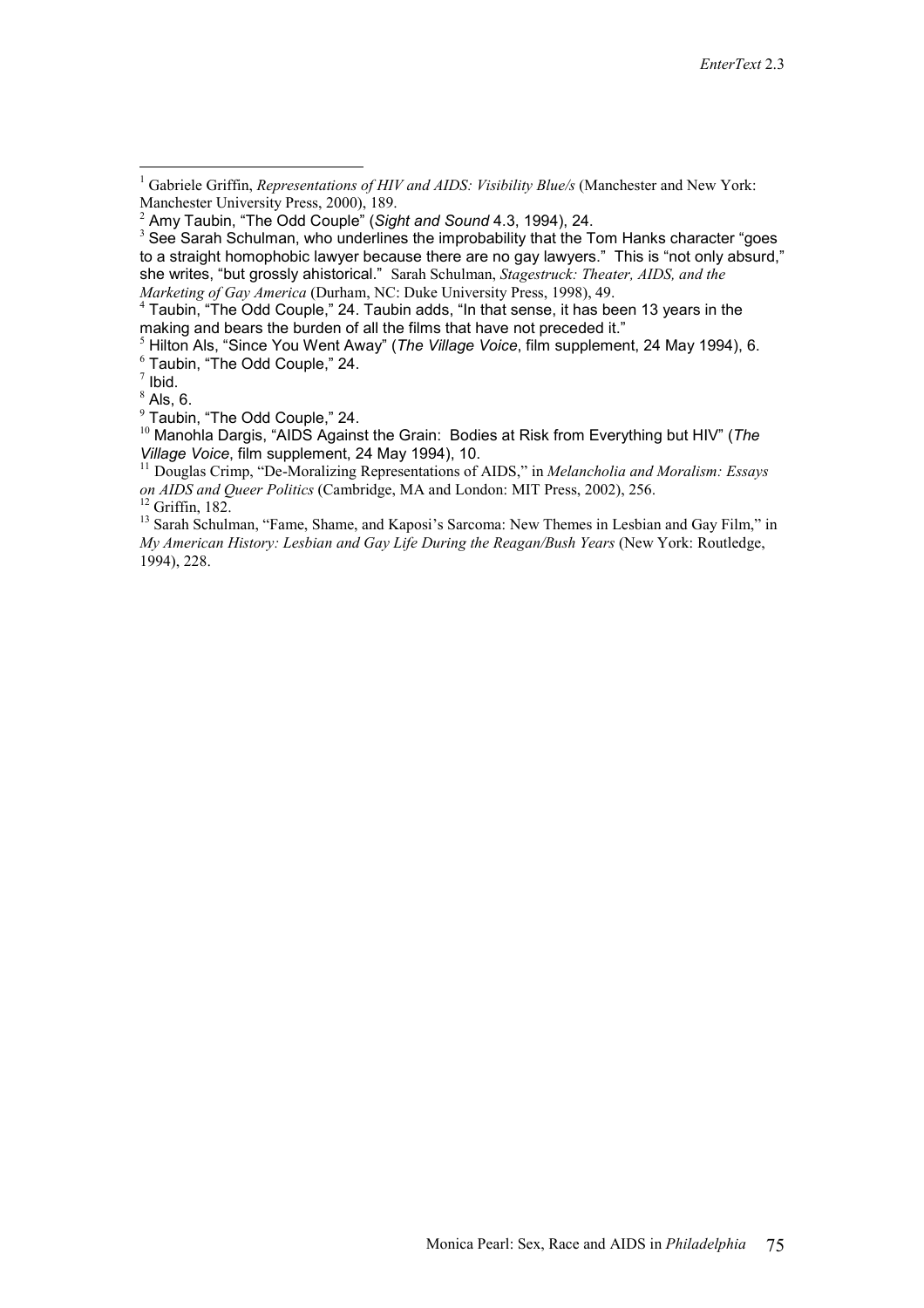[1] Gabriele Griffin, *Representations of HIV and AIDS: Visibility Blue/s* (Manchester and New York: Manchester University Press, 2000), 189.

[2] Amy Taubin, "The Odd Couple" (*Sight and Sound* 4.3, 1994), 24.

[3] See Sarah Schulman, who underlines the improbability that the Tom Hanks character "goes to a straight homophobic lawyer because there are no gay lawyers." This is "not only absurd," she writes, "but grossly ahistorical." Sarah Schulman, *Stagestruck: Theater, AIDS, and the Marketing of Gay America* (Durham, NC: Duke University Press, 1998), 49.

[4] Taubin, "The Odd Couple," 24. Taubin adds, "In that sense, it has been 13 years in the making and bears the burden of all the films that have not preceded it."

[5] Hilton Als, "Since You Went Away" (*The Village Voice*, film supplement, 24 May 1994), 6.

[6] Taubin, "The Odd Couple," 24.

[7] Ibid.

[8] Als, 6.

[9] Taubin, "The Odd Couple," 24.

[10] Manohla Dargis, "AIDS Against the Grain: Bodies at Risk from Everything but HIV" (*The Village Voice*, film supplement, 24 May 1994), 10.

[11] Douglas Crimp, "De-Moralizing Representations of AIDS," in *Melancholia and Moralism: Essays on AIDS and Queer Politics* (Cambridge, MA and London: MIT Press, 2002), 256.

[12] Griffin, 182.

[13] Sarah Schulman, "Fame, Shame, and Kaposi's Sarcoma: New Themes in Lesbian and Gay Film," in *My American History: Lesbian and Gay Life During the Reagan/Bush Years* (New York: Routledge, 1994), 228.